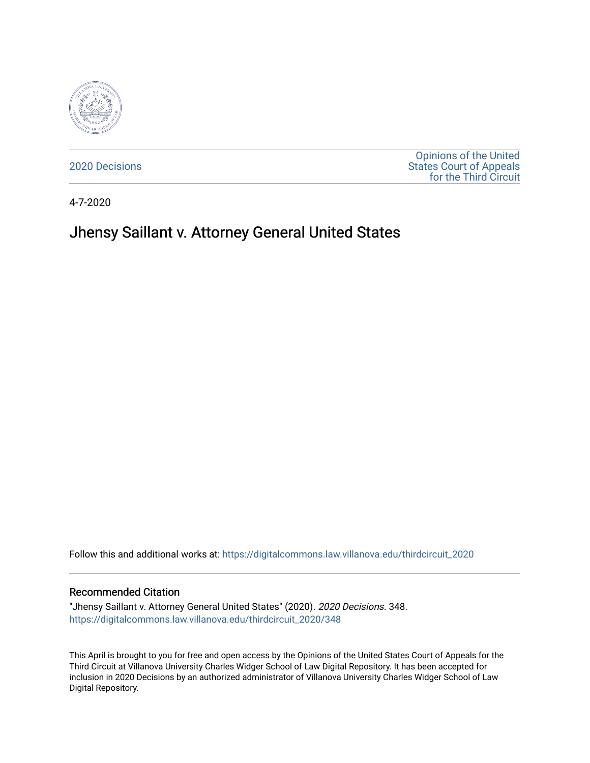2020 Decisions

Opinions of the United States Court of Appeals for the Third Circuit

4-7-2020

# Jhensy Saillant v. Attorney General United States

Follow this and additional works at: https://digitalcommons.law.villanova.edu/thirdcircuit_2020

## Recommended Citation

"Jhensy Saillant v. Attorney General United States" (2020). *2020 Decisions*. 348.
https://digitalcommons.law.villanova.edu/thirdcircuit_2020/348

This April is brought to you for free and open access by the Opinions of the United States Court of Appeals for the Third Circuit at Villanova University Charles Widger School of Law Digital Repository. It has been accepted for inclusion in 2020 Decisions by an authorized administrator of Villanova University Charles Widger School of Law Digital Repository.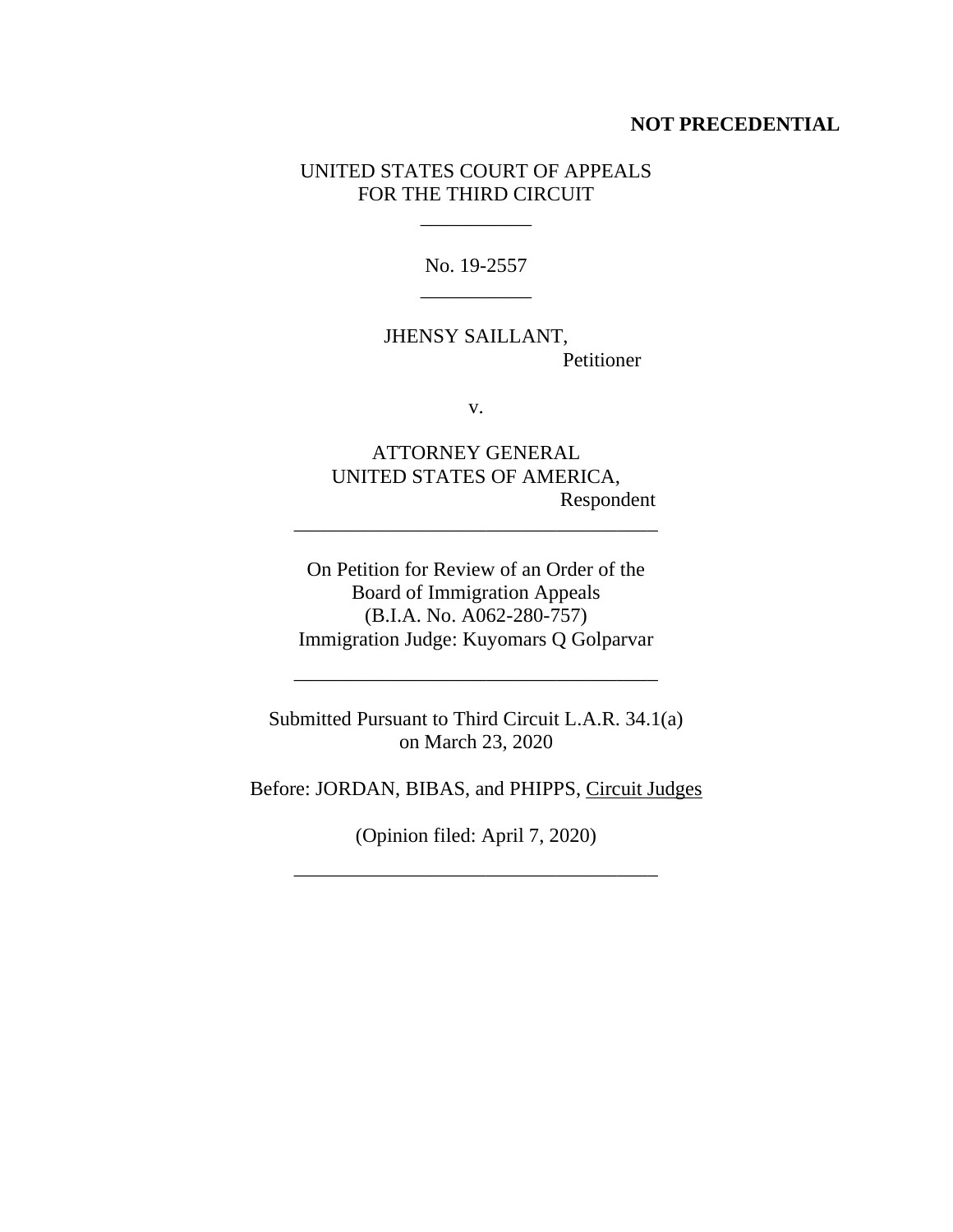**NOT PRECEDENTIAL**

UNITED STATES COURT OF APPEALS
FOR THE THIRD CIRCUIT

\_\_\_\_\_\_\_\_\_\_\_

No. 19-2557

\_\_\_\_\_\_\_\_\_\_\_

JHENSY SAILLANT,
Petitioner

v.

ATTORNEY GENERAL
UNITED STATES OF AMERICA,
Respondent

\_\_\_\_\_\_\_\_\_\_\_\_\_\_\_\_\_\_\_\_\_\_\_\_\_\_\_\_\_\_\_\_\_\_\_\_

On Petition for Review of an Order of the
Board of Immigration Appeals
(B.I.A. No. A062-280-757)
Immigration Judge: Kuyomars Q Golparvar

\_\_\_\_\_\_\_\_\_\_\_\_\_\_\_\_\_\_\_\_\_\_\_\_\_\_\_\_\_\_\_\_\_\_\_\_

Submitted Pursuant to Third Circuit L.A.R. 34.1(a)
on March 23, 2020

Before: JORDAN, BIBAS, and PHIPPS, Circuit Judges

(Opinion filed: April 7, 2020)

\_\_\_\_\_\_\_\_\_\_\_\_\_\_\_\_\_\_\_\_\_\_\_\_\_\_\_\_\_\_\_\_\_\_\_\_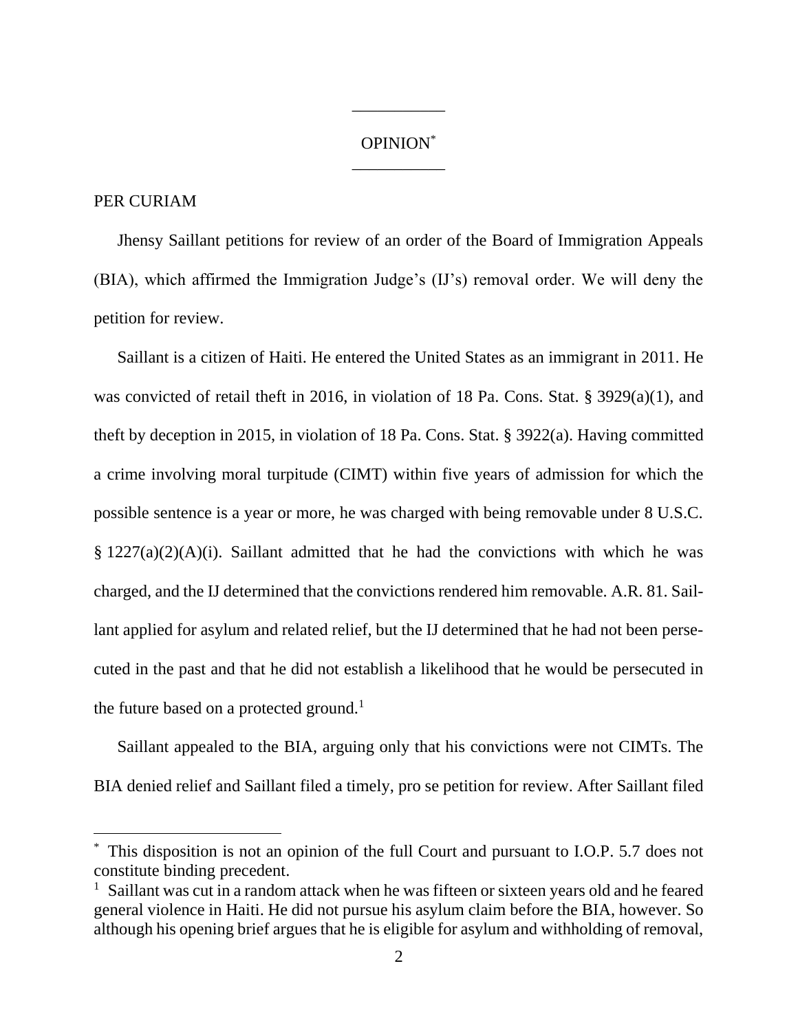OPINION[*]

PER CURIAM

Jhensy Saillant petitions for review of an order of the Board of Immigration Appeals (BIA), which affirmed the Immigration Judge's (IJ's) removal order. We will deny the petition for review.

Saillant is a citizen of Haiti. He entered the United States as an immigrant in 2011. He was convicted of retail theft in 2016, in violation of 18 Pa. Cons. Stat. § 3929(a)(1), and theft by deception in 2015, in violation of 18 Pa. Cons. Stat. § 3922(a). Having committed a crime involving moral turpitude (CIMT) within five years of admission for which the possible sentence is a year or more, he was charged with being removable under 8 U.S.C. § 1227(a)(2)(A)(i). Saillant admitted that he had the convictions with which he was charged, and the IJ determined that the convictions rendered him removable. A.R. 81. Saillant applied for asylum and related relief, but the IJ determined that he had not been persecuted in the past and that he did not establish a likelihood that he would be persecuted in the future based on a protected ground.[1]

Saillant appealed to the BIA, arguing only that his convictions were not CIMTs. The BIA denied relief and Saillant filed a timely, pro se petition for review. After Saillant filed

---

[*] This disposition is not an opinion of the full Court and pursuant to I.O.P. 5.7 does not constitute binding precedent.

[1] Saillant was cut in a random attack when he was fifteen or sixteen years old and he feared general violence in Haiti. He did not pursue his asylum claim before the BIA, however. So although his opening brief argues that he is eligible for asylum and withholding of removal,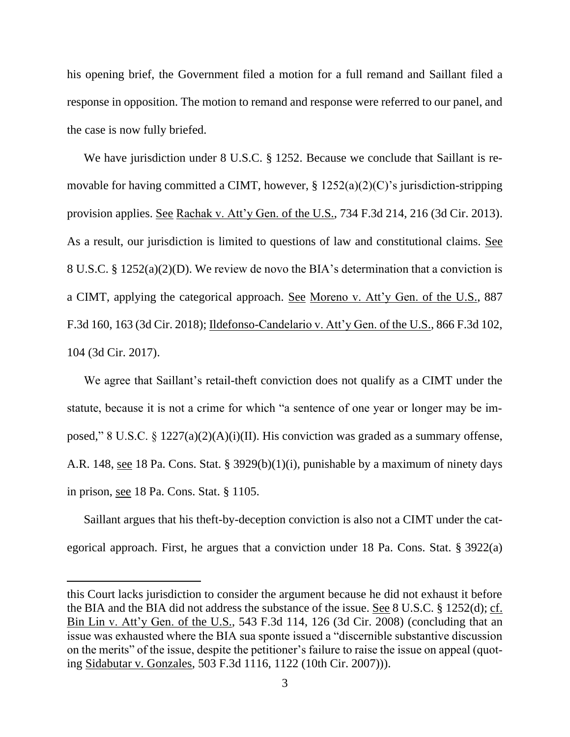his opening brief, the Government filed a motion for a full remand and Saillant filed a response in opposition. The motion to remand and response were referred to our panel, and the case is now fully briefed.

We have jurisdiction under 8 U.S.C. § 1252. Because we conclude that Saillant is removable for having committed a CIMT, however, § 1252(a)(2)(C)'s jurisdiction-stripping provision applies. See Rachak v. Att'y Gen. of the U.S., 734 F.3d 214, 216 (3d Cir. 2013). As a result, our jurisdiction is limited to questions of law and constitutional claims. See 8 U.S.C. § 1252(a)(2)(D). We review de novo the BIA's determination that a conviction is a CIMT, applying the categorical approach. See Moreno v. Att'y Gen. of the U.S., 887 F.3d 160, 163 (3d Cir. 2018); Ildefonso-Candelario v. Att'y Gen. of the U.S., 866 F.3d 102, 104 (3d Cir. 2017).

We agree that Saillant's retail-theft conviction does not qualify as a CIMT under the statute, because it is not a crime for which "a sentence of one year or longer may be imposed," 8 U.S.C. § 1227(a)(2)(A)(i)(II). His conviction was graded as a summary offense, A.R. 148, see 18 Pa. Cons. Stat. § 3929(b)(1)(i), punishable by a maximum of ninety days in prison, see 18 Pa. Cons. Stat. § 1105.

Saillant argues that his theft-by-deception conviction is also not a CIMT under the categorical approach. First, he argues that a conviction under 18 Pa. Cons. Stat. § 3922(a)

---

this Court lacks jurisdiction to consider the argument because he did not exhaust it before the BIA and the BIA did not address the substance of the issue. See 8 U.S.C. § 1252(d); cf. Bin Lin v. Att'y Gen. of the U.S., 543 F.3d 114, 126 (3d Cir. 2008) (concluding that an issue was exhausted where the BIA sua sponte issued a "discernible substantive discussion on the merits" of the issue, despite the petitioner's failure to raise the issue on appeal (quoting Sidabutar v. Gonzales, 503 F.3d 1116, 1122 (10th Cir. 2007))).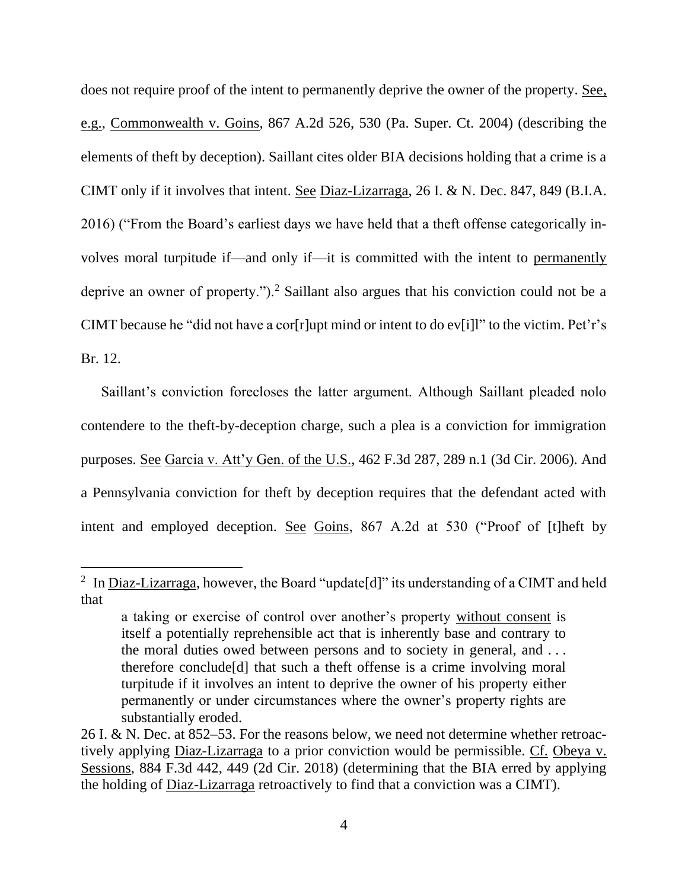does not require proof of the intent to permanently deprive the owner of the property. See, e.g., Commonwealth v. Goins, 867 A.2d 526, 530 (Pa. Super. Ct. 2004) (describing the elements of theft by deception). Saillant cites older BIA decisions holding that a crime is a CIMT only if it involves that intent. See Diaz-Lizarraga, 26 I. & N. Dec. 847, 849 (B.I.A. 2016) ("From the Board's earliest days we have held that a theft offense categorically involves moral turpitude if—and only if—it is committed with the intent to permanently deprive an owner of property.").[2] Saillant also argues that his conviction could not be a CIMT because he "did not have a cor[r]upt mind or intent to do ev[i]l" to the victim. Pet'r's Br. 12.

Saillant's conviction forecloses the latter argument. Although Saillant pleaded nolo contendere to the theft-by-deception charge, such a plea is a conviction for immigration purposes. See Garcia v. Att'y Gen. of the U.S., 462 F.3d 287, 289 n.1 (3d Cir. 2006). And a Pennsylvania conviction for theft by deception requires that the defendant acted with intent and employed deception. See Goins, 867 A.2d at 530 ("Proof of [t]heft by

---

[2] In Diaz-Lizarraga, however, the Board "update[d]" its understanding of a CIMT and held that

> a taking or exercise of control over another's property without consent is itself a potentially reprehensible act that is inherently base and contrary to the moral duties owed between persons and to society in general, and . . . therefore conclude[d] that such a theft offense is a crime involving moral turpitude if it involves an intent to deprive the owner of his property either permanently or under circumstances where the owner's property rights are substantially eroded.

26 I. & N. Dec. at 852–53. For the reasons below, we need not determine whether retroactively applying Diaz-Lizarraga to a prior conviction would be permissible. Cf. Obeya v. Sessions, 884 F.3d 442, 449 (2d Cir. 2018) (determining that the BIA erred by applying the holding of Diaz-Lizarraga retroactively to find that a conviction was a CIMT).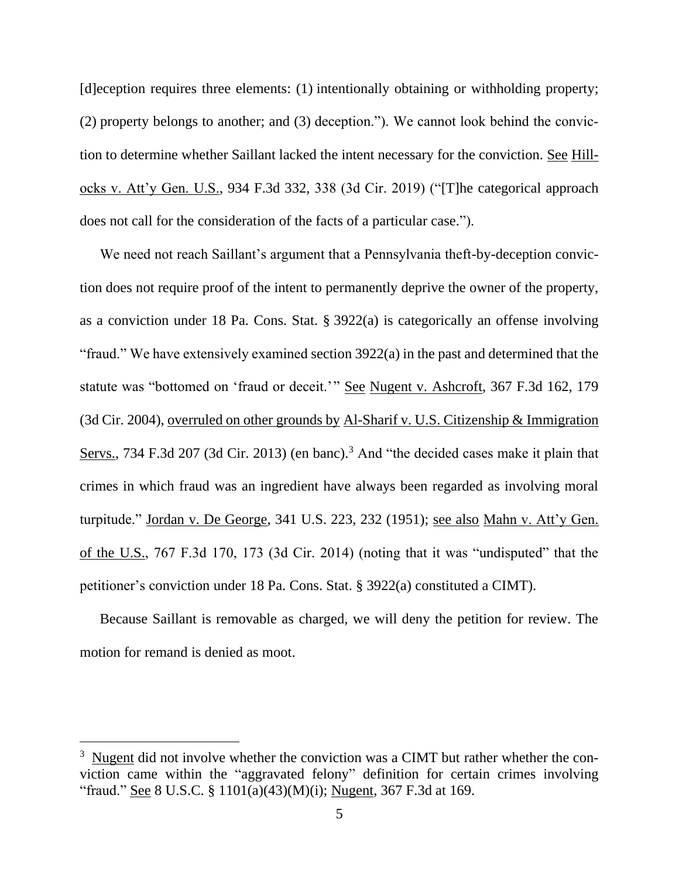[d]eception requires three elements: (1) intentionally obtaining or withholding property; (2) property belongs to another; and (3) deception."). We cannot look behind the conviction to determine whether Saillant lacked the intent necessary for the conviction. See Hillocks v. Att'y Gen. U.S., 934 F.3d 332, 338 (3d Cir. 2019) ("[T]he categorical approach does not call for the consideration of the facts of a particular case.").

We need not reach Saillant's argument that a Pennsylvania theft-by-deception conviction does not require proof of the intent to permanently deprive the owner of the property, as a conviction under 18 Pa. Cons. Stat. § 3922(a) is categorically an offense involving "fraud." We have extensively examined section 3922(a) in the past and determined that the statute was "bottomed on 'fraud or deceit.'" See Nugent v. Ashcroft, 367 F.3d 162, 179 (3d Cir. 2004), overruled on other grounds by Al-Sharif v. U.S. Citizenship & Immigration Servs., 734 F.3d 207 (3d Cir. 2013) (en banc).[3] And "the decided cases make it plain that crimes in which fraud was an ingredient have always been regarded as involving moral turpitude." Jordan v. De George, 341 U.S. 223, 232 (1951); see also Mahn v. Att'y Gen. of the U.S., 767 F.3d 170, 173 (3d Cir. 2014) (noting that it was "undisputed" that the petitioner's conviction under 18 Pa. Cons. Stat. § 3922(a) constituted a CIMT).

Because Saillant is removable as charged, we will deny the petition for review. The motion for remand is denied as moot.

---

[3] Nugent did not involve whether the conviction was a CIMT but rather whether the conviction came within the "aggravated felony" definition for certain crimes involving "fraud." See 8 U.S.C. § 1101(a)(43)(M)(i); Nugent, 367 F.3d at 169.